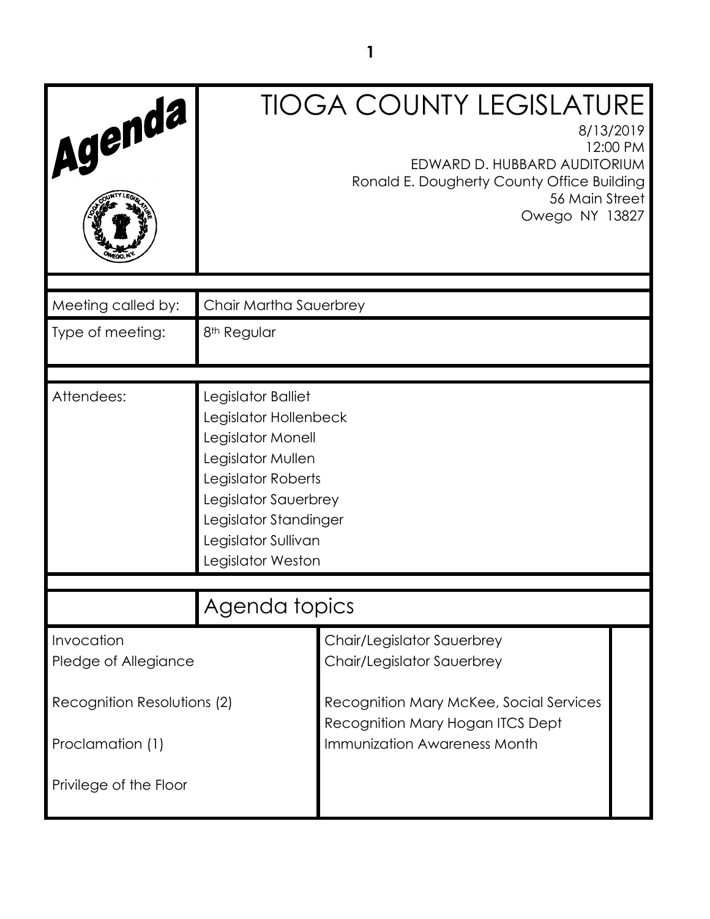# Agenda

# TIOGA COUNTY LEGISLATURE

8/13/2019
12:00 PM
EDWARD D. HUBBARD AUDITORIUM
Ronald E. Dougherty County Office Building
56 Main Street
Owego NY 13827

| | |
|---|---|
| Meeting called by: | Chair Martha Sauerbrey |
| Type of meeting: | 8th Regular |
| Attendees: | Legislator Balliet<br>Legislator Hollenbeck<br>Legislator Monell<br>Legislator Mullen<br>Legislator Roberts<br>Legislator Sauerbrey<br>Legislator Standinger<br>Legislator Sullivan<br>Legislator Weston |

## Agenda topics

| | | |
|---|---|---|
| Invocation | Chair/Legislator Sauerbrey | |
| Pledge of Allegiance | Chair/Legislator Sauerbrey | |
| Recognition Resolutions (2) | Recognition Mary McKee, Social Services<br>Recognition Mary Hogan ITCS Dept | |
| Proclamation (1) | Immunization Awareness Month | |
| Privilege of the Floor | | |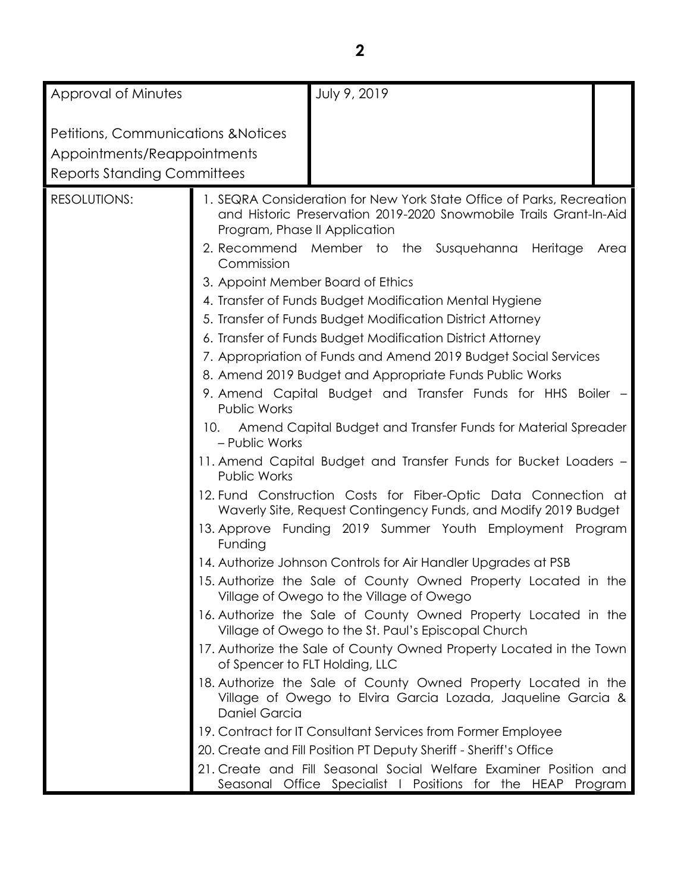| Approval of Minutes | July 9, 2019 | |
|---|---|---|
| Petitions, Communications &Notices | | |
| Appointments/Reappointments | | |
| Reports Standing Committees | | |

| RESOLUTIONS: | |
|---|---|
| | 1. SEQRA Consideration for New York State Office of Parks, Recreation and Historic Preservation 2019-2020 Snowmobile Trails Grant-In-Aid Program, Phase II Application |
| | 2. Recommend Member to the Susquehanna Heritage Area Commission |
| | 3. Appoint Member Board of Ethics |
| | 4. Transfer of Funds Budget Modification Mental Hygiene |
| | 5. Transfer of Funds Budget Modification District Attorney |
| | 6. Transfer of Funds Budget Modification District Attorney |
| | 7. Appropriation of Funds and Amend 2019 Budget Social Services |
| | 8. Amend 2019 Budget and Appropriate Funds Public Works |
| | 9. Amend Capital Budget and Transfer Funds for HHS Boiler – Public Works |
| | 10. Amend Capital Budget and Transfer Funds for Material Spreader – Public Works |
| | 11. Amend Capital Budget and Transfer Funds for Bucket Loaders – Public Works |
| | 12. Fund Construction Costs for Fiber-Optic Data Connection at Waverly Site, Request Contingency Funds, and Modify 2019 Budget |
| | 13. Approve Funding 2019 Summer Youth Employment Program Funding |
| | 14. Authorize Johnson Controls for Air Handler Upgrades at PSB |
| | 15. Authorize the Sale of County Owned Property Located in the Village of Owego to the Village of Owego |
| | 16. Authorize the Sale of County Owned Property Located in the Village of Owego to the St. Paul's Episcopal Church |
| | 17. Authorize the Sale of County Owned Property Located in the Town of Spencer to FLT Holding, LLC |
| | 18. Authorize the Sale of County Owned Property Located in the Village of Owego to Elvira Garcia Lozada, Jaqueline Garcia & Daniel Garcia |
| | 19. Contract for IT Consultant Services from Former Employee |
| | 20. Create and Fill Position PT Deputy Sheriff - Sheriff's Office |
| | 21. Create and Fill Seasonal Social Welfare Examiner Position and Seasonal Office Specialist I Positions for the HEAP Program |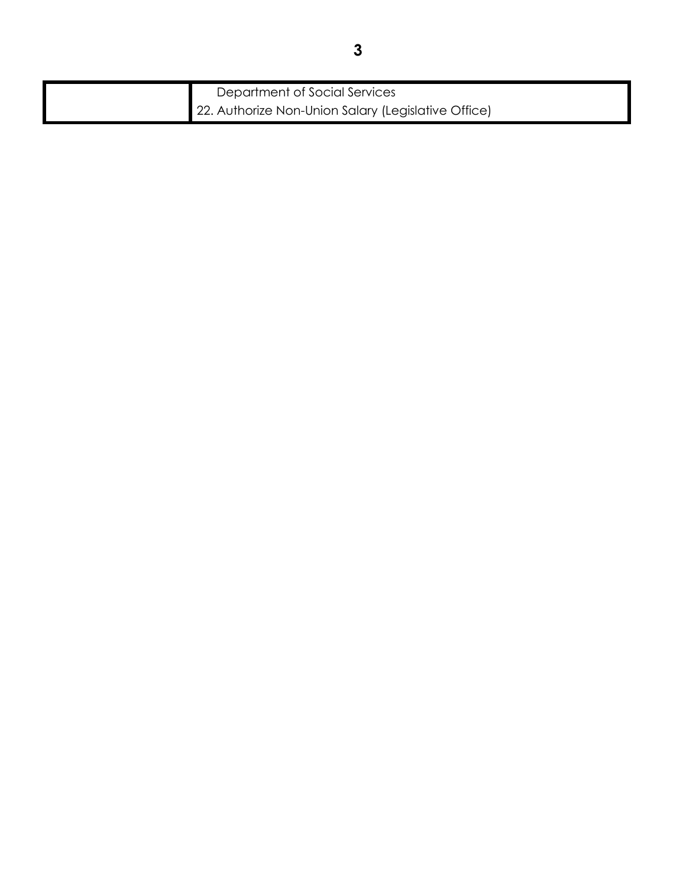| | Department of Social Services<br>22. Authorize Non-Union Salary (Legislative Office) |
|---|---|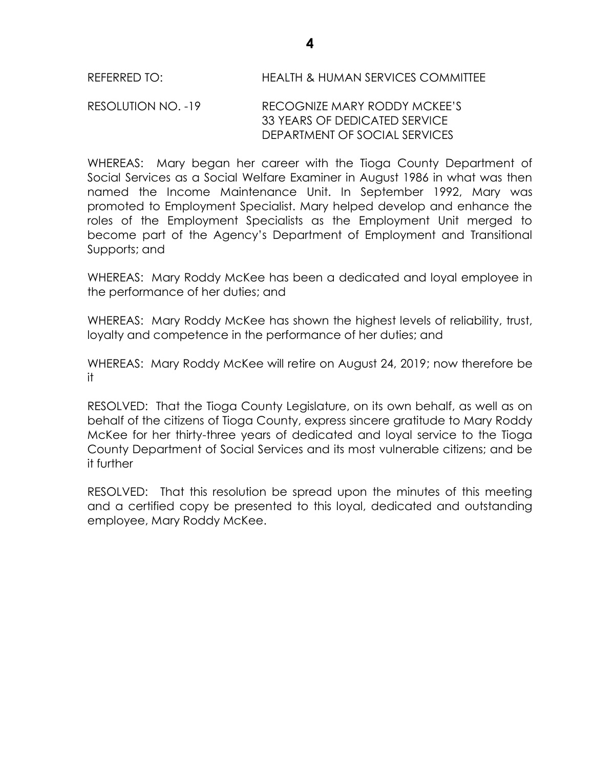REFERRED TO: HEALTH & HUMAN SERVICES COMMITTEE

RESOLUTION NO. -19 RECOGNIZE MARY RODDY MCKEE'S 33 YEARS OF DEDICATED SERVICE DEPARTMENT OF SOCIAL SERVICES

WHEREAS: Mary began her career with the Tioga County Department of Social Services as a Social Welfare Examiner in August 1986 in what was then named the Income Maintenance Unit. In September 1992, Mary was promoted to Employment Specialist. Mary helped develop and enhance the roles of the Employment Specialists as the Employment Unit merged to become part of the Agency's Department of Employment and Transitional Supports; and

WHEREAS: Mary Roddy McKee has been a dedicated and loyal employee in the performance of her duties; and

WHEREAS: Mary Roddy McKee has shown the highest levels of reliability, trust, loyalty and competence in the performance of her duties; and

WHEREAS: Mary Roddy McKee will retire on August 24, 2019; now therefore be it

RESOLVED: That the Tioga County Legislature, on its own behalf, as well as on behalf of the citizens of Tioga County, express sincere gratitude to Mary Roddy McKee for her thirty-three years of dedicated and loyal service to the Tioga County Department of Social Services and its most vulnerable citizens; and be it further

RESOLVED: That this resolution be spread upon the minutes of this meeting and a certified copy be presented to this loyal, dedicated and outstanding employee, Mary Roddy McKee.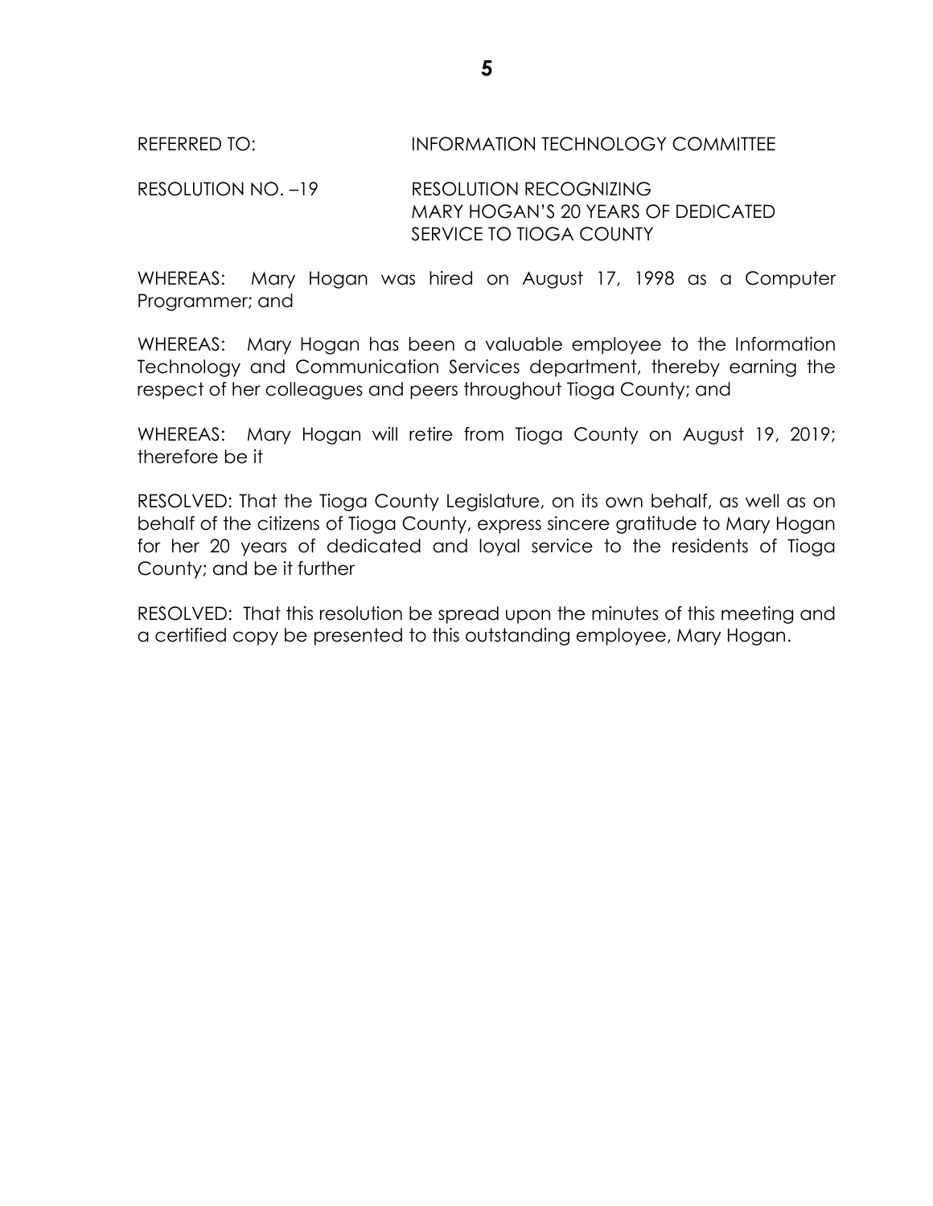REFERRED TO: INFORMATION TECHNOLOGY COMMITTEE

RESOLUTION NO. –19 RESOLUTION RECOGNIZING MARY HOGAN'S 20 YEARS OF DEDICATED SERVICE TO TIOGA COUNTY

WHEREAS: Mary Hogan was hired on August 17, 1998 as a Computer Programmer; and

WHEREAS: Mary Hogan has been a valuable employee to the Information Technology and Communication Services department, thereby earning the respect of her colleagues and peers throughout Tioga County; and

WHEREAS: Mary Hogan will retire from Tioga County on August 19, 2019; therefore be it

RESOLVED: That the Tioga County Legislature, on its own behalf, as well as on behalf of the citizens of Tioga County, express sincere gratitude to Mary Hogan for her 20 years of dedicated and loyal service to the residents of Tioga County; and be it further

RESOLVED: That this resolution be spread upon the minutes of this meeting and a certified copy be presented to this outstanding employee, Mary Hogan.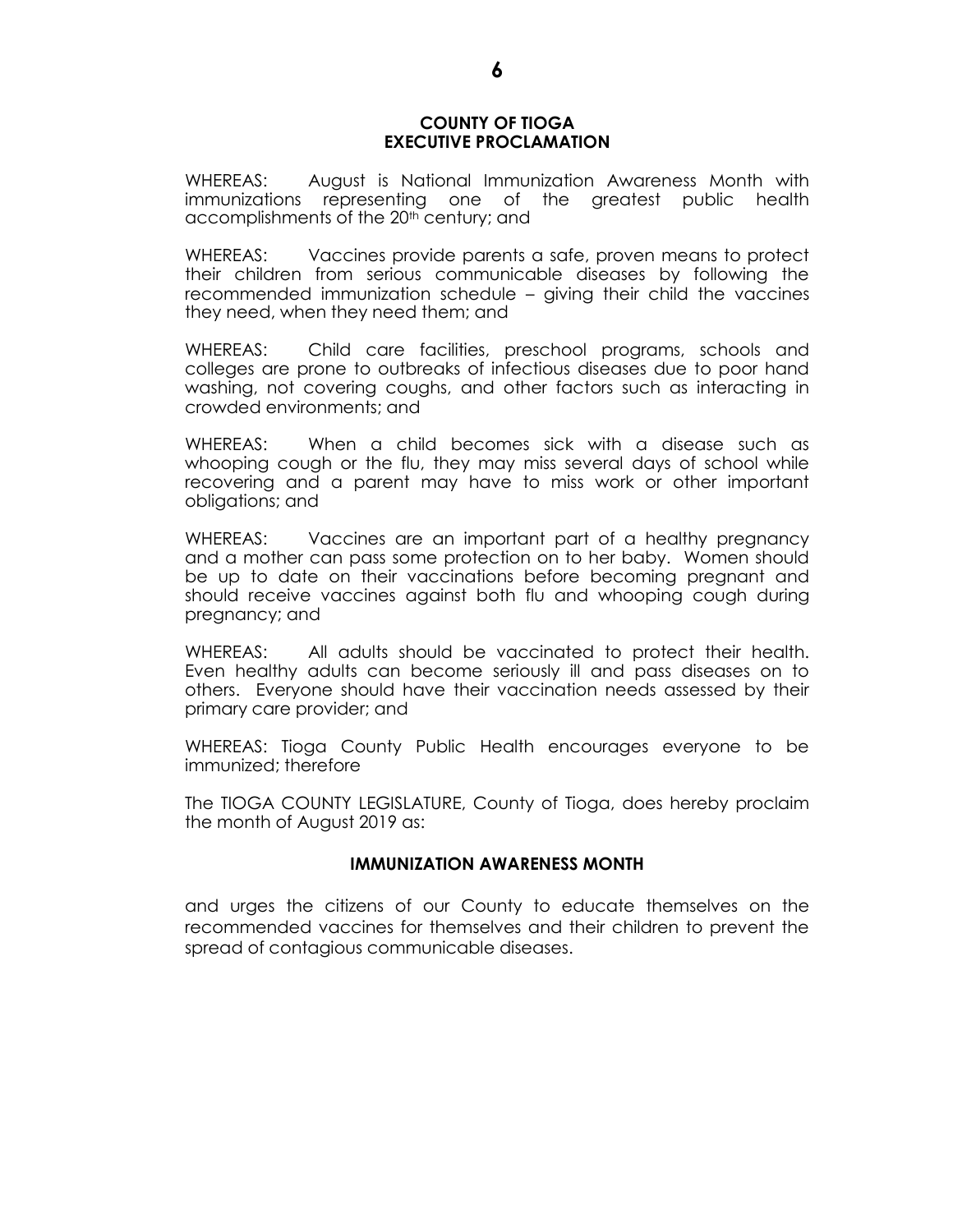# COUNTY OF TIOGA
## EXECUTIVE PROCLAMATION

WHEREAS: August is National Immunization Awareness Month with immunizations representing one of the greatest public health accomplishments of the 20th century; and

WHEREAS: Vaccines provide parents a safe, proven means to protect their children from serious communicable diseases by following the recommended immunization schedule – giving their child the vaccines they need, when they need them; and

WHEREAS: Child care facilities, preschool programs, schools and colleges are prone to outbreaks of infectious diseases due to poor hand washing, not covering coughs, and other factors such as interacting in crowded environments; and

WHEREAS: When a child becomes sick with a disease such as whooping cough or the flu, they may miss several days of school while recovering and a parent may have to miss work or other important obligations; and

WHEREAS: Vaccines are an important part of a healthy pregnancy and a mother can pass some protection on to her baby. Women should be up to date on their vaccinations before becoming pregnant and should receive vaccines against both flu and whooping cough during pregnancy; and

WHEREAS: All adults should be vaccinated to protect their health. Even healthy adults can become seriously ill and pass diseases on to others. Everyone should have their vaccination needs assessed by their primary care provider; and

WHEREAS: Tioga County Public Health encourages everyone to be immunized; therefore

The TIOGA COUNTY LEGISLATURE, County of Tioga, does hereby proclaim the month of August 2019 as:

**IMMUNIZATION AWARENESS MONTH**

and urges the citizens of our County to educate themselves on the recommended vaccines for themselves and their children to prevent the spread of contagious communicable diseases.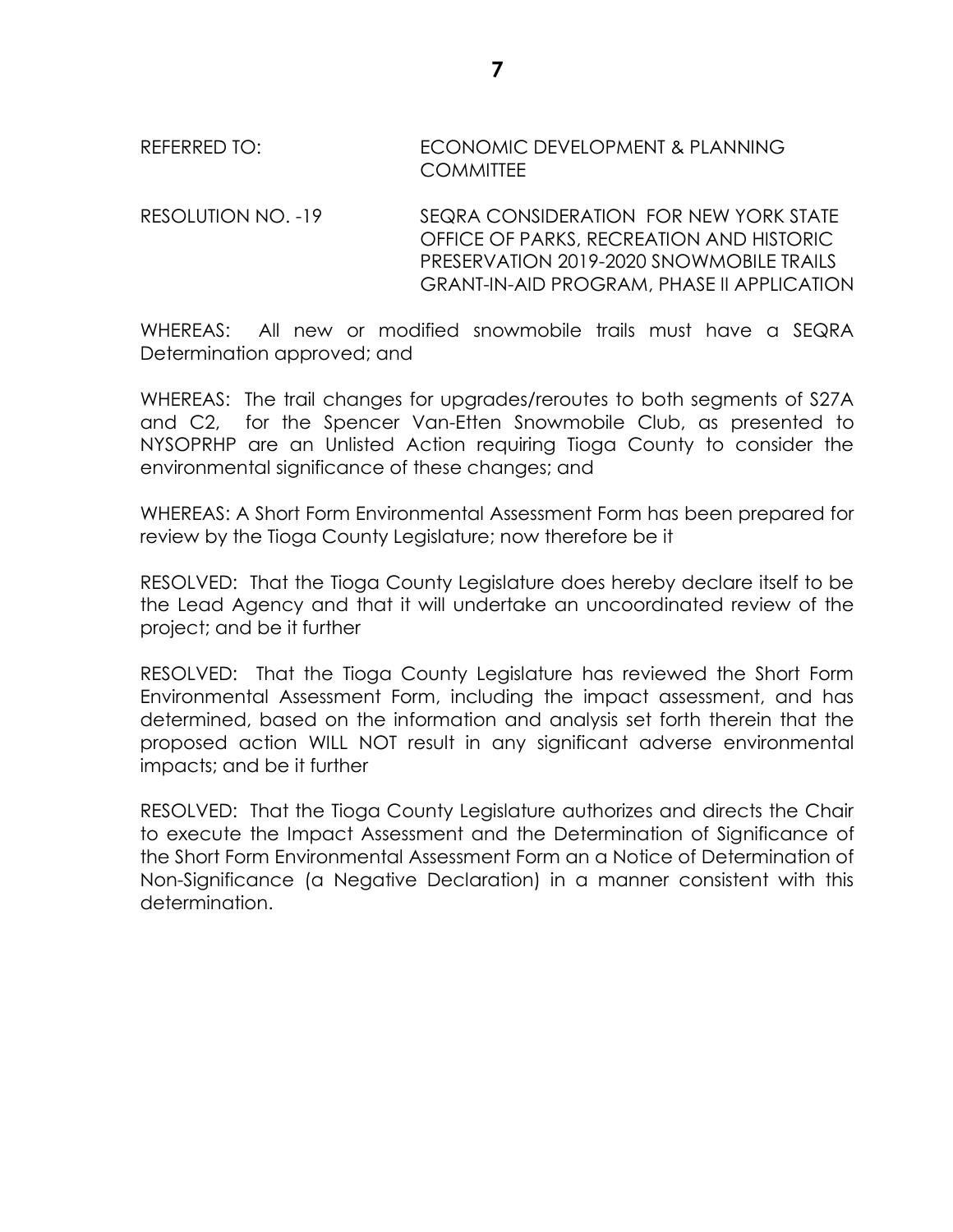REFERRED TO: ECONOMIC DEVELOPMENT & PLANNING COMMITTEE

RESOLUTION NO. -19 SEQRA CONSIDERATION FOR NEW YORK STATE OFFICE OF PARKS, RECREATION AND HISTORIC PRESERVATION 2019-2020 SNOWMOBILE TRAILS GRANT-IN-AID PROGRAM, PHASE II APPLICATION

WHEREAS: All new or modified snowmobile trails must have a SEQRA Determination approved; and

WHEREAS: The trail changes for upgrades/reroutes to both segments of S27A and C2, for the Spencer Van-Etten Snowmobile Club, as presented to NYSOPRHP are an Unlisted Action requiring Tioga County to consider the environmental significance of these changes; and

WHEREAS: A Short Form Environmental Assessment Form has been prepared for review by the Tioga County Legislature; now therefore be it

RESOLVED: That the Tioga County Legislature does hereby declare itself to be the Lead Agency and that it will undertake an uncoordinated review of the project; and be it further

RESOLVED: That the Tioga County Legislature has reviewed the Short Form Environmental Assessment Form, including the impact assessment, and has determined, based on the information and analysis set forth therein that the proposed action WILL NOT result in any significant adverse environmental impacts; and be it further

RESOLVED: That the Tioga County Legislature authorizes and directs the Chair to execute the Impact Assessment and the Determination of Significance of the Short Form Environmental Assessment Form an a Notice of Determination of Non-Significance (a Negative Declaration) in a manner consistent with this determination.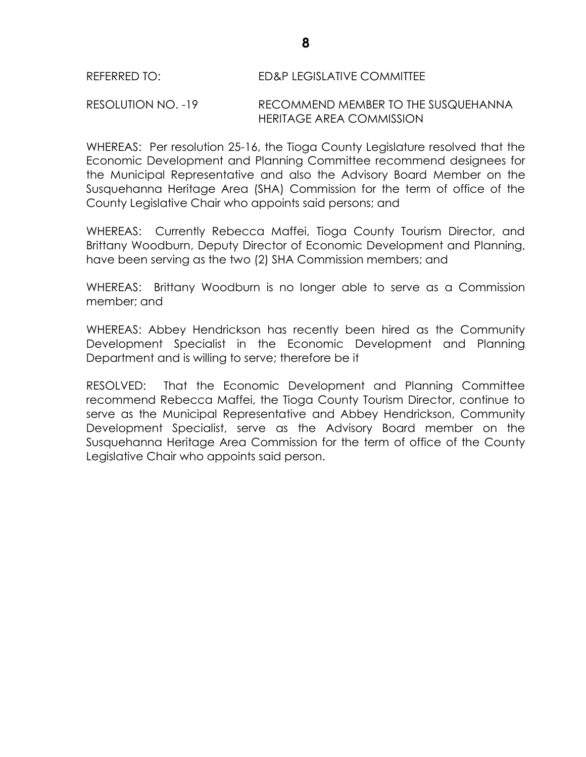REFERRED TO: ED&P LEGISLATIVE COMMITTEE

RESOLUTION NO. -19 RECOMMEND MEMBER TO THE SUSQUEHANNA HERITAGE AREA COMMISSION

WHEREAS: Per resolution 25-16, the Tioga County Legislature resolved that the Economic Development and Planning Committee recommend designees for the Municipal Representative and also the Advisory Board Member on the Susquehanna Heritage Area (SHA) Commission for the term of office of the County Legislative Chair who appoints said persons; and

WHEREAS: Currently Rebecca Maffei, Tioga County Tourism Director, and Brittany Woodburn, Deputy Director of Economic Development and Planning, have been serving as the two (2) SHA Commission members; and

WHEREAS: Brittany Woodburn is no longer able to serve as a Commission member; and

WHEREAS: Abbey Hendrickson has recently been hired as the Community Development Specialist in the Economic Development and Planning Department and is willing to serve; therefore be it

RESOLVED: That the Economic Development and Planning Committee recommend Rebecca Maffei, the Tioga County Tourism Director, continue to serve as the Municipal Representative and Abbey Hendrickson, Community Development Specialist, serve as the Advisory Board member on the Susquehanna Heritage Area Commission for the term of office of the County Legislative Chair who appoints said person.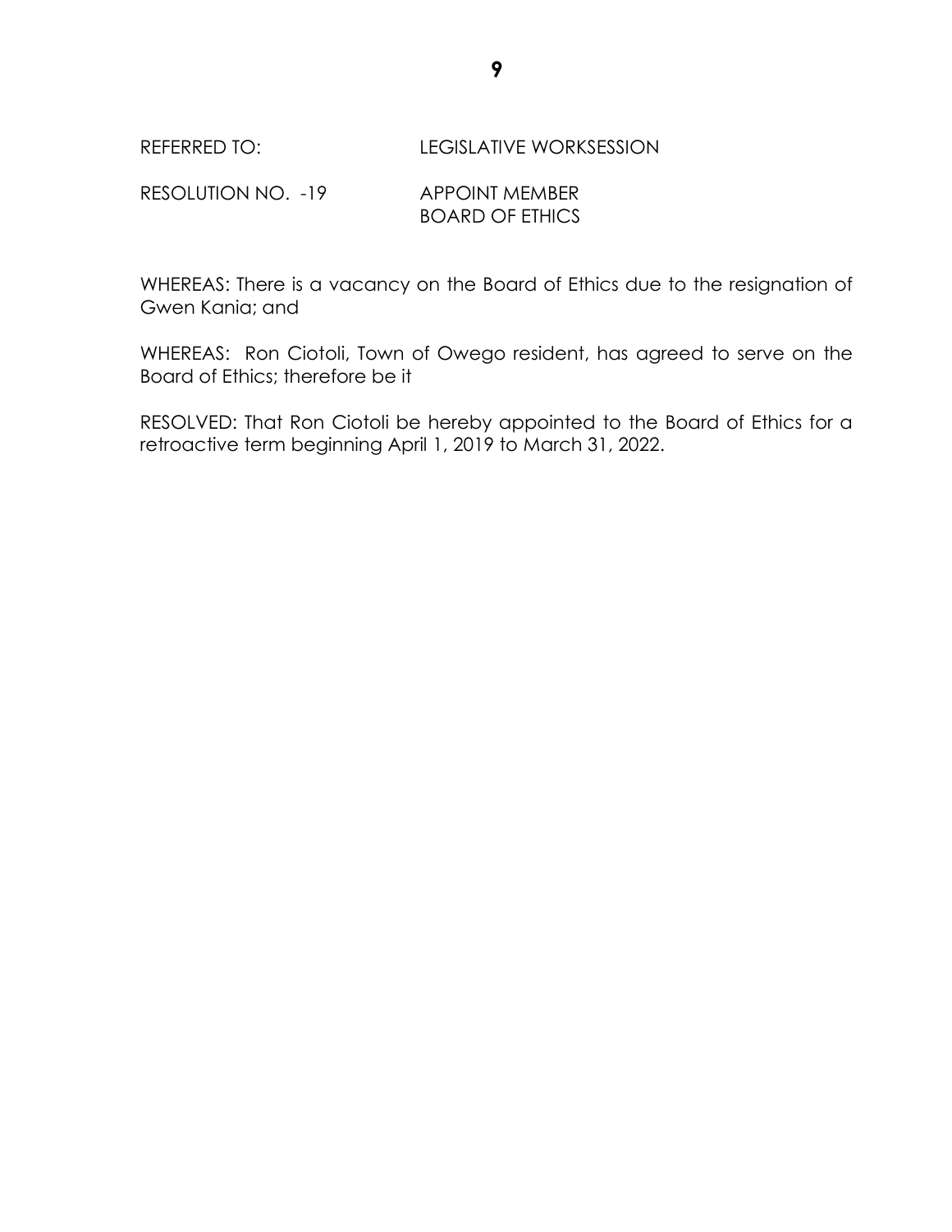REFERRED TO: LEGISLATIVE WORKSESSION

RESOLUTION NO. -19 APPOINT MEMBER BOARD OF ETHICS

WHEREAS: There is a vacancy on the Board of Ethics due to the resignation of Gwen Kania; and

WHEREAS: Ron Ciotoli, Town of Owego resident, has agreed to serve on the Board of Ethics; therefore be it

RESOLVED: That Ron Ciotoli be hereby appointed to the Board of Ethics for a retroactive term beginning April 1, 2019 to March 31, 2022.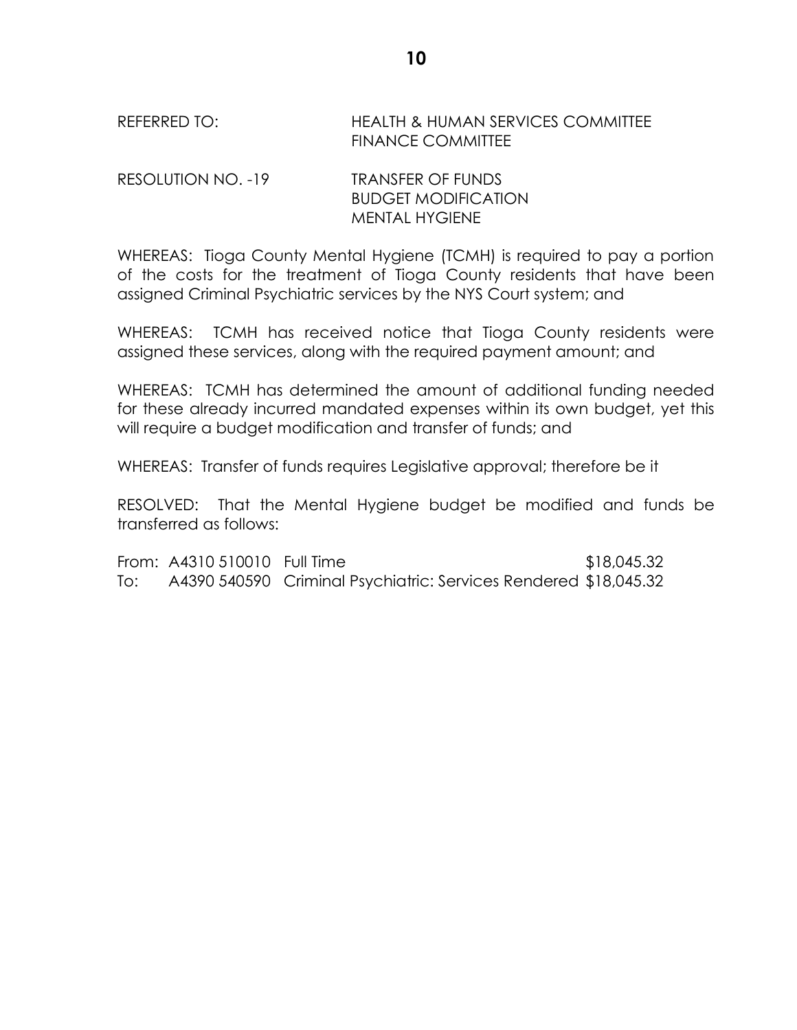REFERRED TO: HEALTH & HUMAN SERVICES COMMITTEE
FINANCE COMMITTEE

RESOLUTION NO. -19 TRANSFER OF FUNDS
BUDGET MODIFICATION
MENTAL HYGIENE

WHEREAS: Tioga County Mental Hygiene (TCMH) is required to pay a portion of the costs for the treatment of Tioga County residents that have been assigned Criminal Psychiatric services by the NYS Court system; and

WHEREAS: TCMH has received notice that Tioga County residents were assigned these services, along with the required payment amount; and

WHEREAS: TCMH has determined the amount of additional funding needed for these already incurred mandated expenses within its own budget, yet this will require a budget modification and transfer of funds; and

WHEREAS: Transfer of funds requires Legislative approval; therefore be it

RESOLVED: That the Mental Hygiene budget be modified and funds be transferred as follows:

| | | | |
|---|---|---|---|
| From: | A4310 510010 | Full Time | $18,045.32 |
| To: | A4390 540590 | Criminal Psychiatric: Services Rendered | $18,045.32 |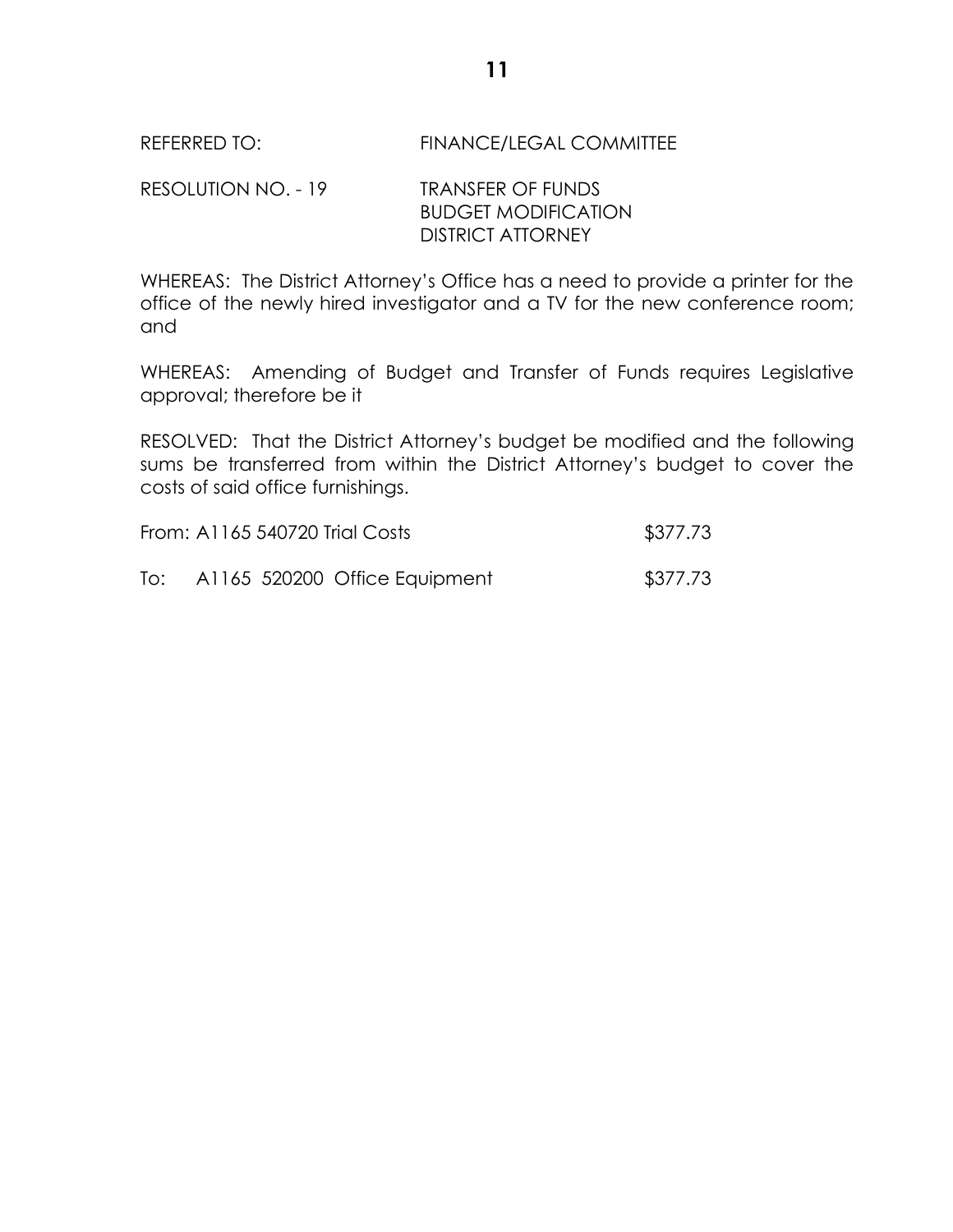REFERRED TO: FINANCE/LEGAL COMMITTEE

RESOLUTION NO. - 19 TRANSFER OF FUNDS
BUDGET MODIFICATION
DISTRICT ATTORNEY

WHEREAS: The District Attorney's Office has a need to provide a printer for the office of the newly hired investigator and a TV for the new conference room; and

WHEREAS: Amending of Budget and Transfer of Funds requires Legislative approval; therefore be it

RESOLVED: That the District Attorney's budget be modified and the following sums be transferred from within the District Attorney's budget to cover the costs of said office furnishings.

| | | |
|---|---|---|
| From: | A1165 540720 Trial Costs | $377.73 |
| To: | A1165 520200 Office Equipment | $377.73 |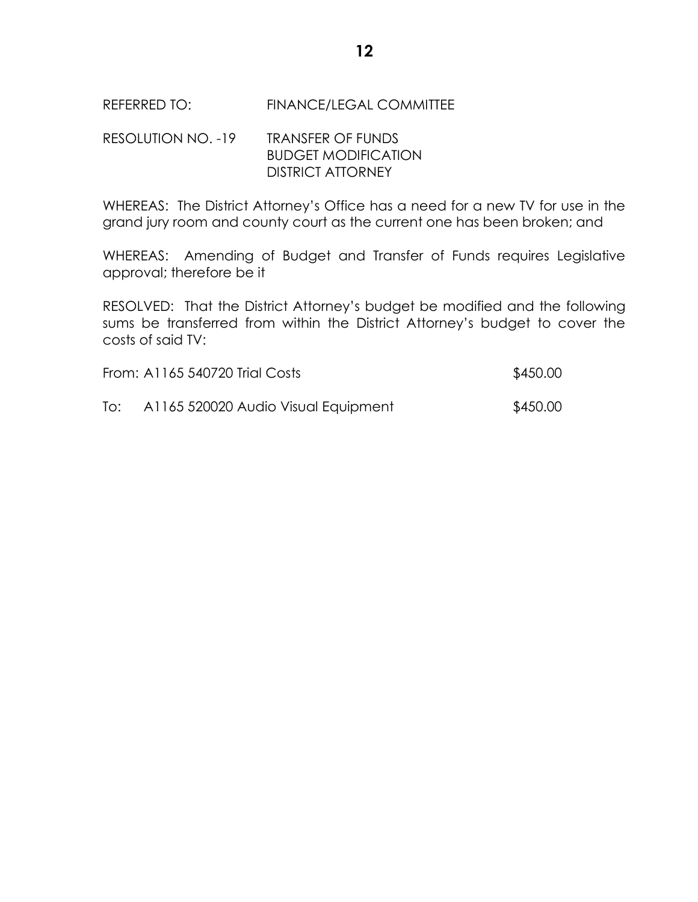REFERRED TO: FINANCE/LEGAL COMMITTEE

RESOLUTION NO. -19 TRANSFER OF FUNDS
BUDGET MODIFICATION
DISTRICT ATTORNEY

WHEREAS: The District Attorney's Office has a need for a new TV for use in the grand jury room and county court as the current one has been broken; and

WHEREAS: Amending of Budget and Transfer of Funds requires Legislative approval; therefore be it

RESOLVED: That the District Attorney's budget be modified and the following sums be transferred from within the District Attorney's budget to cover the costs of said TV:

| | | |
|---|---|---|
| From: | A1165 540720 Trial Costs | $450.00 |
| To: | A1165 520020 Audio Visual Equipment | $450.00 |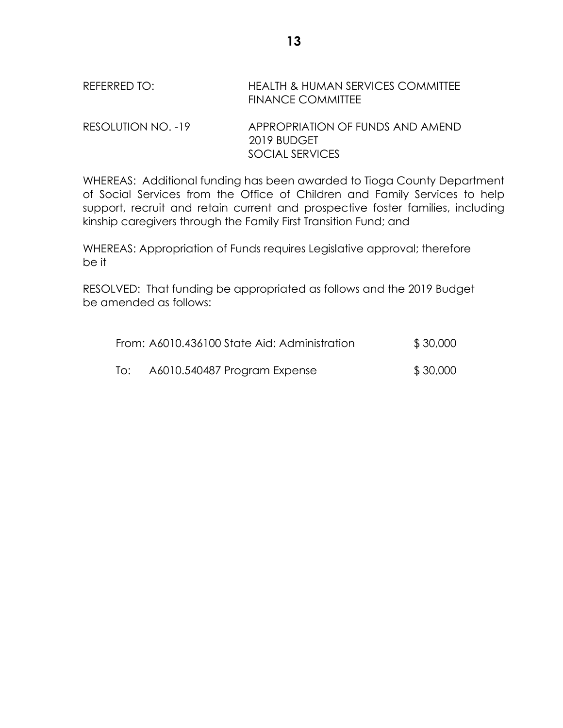REFERRED TO: HEALTH & HUMAN SERVICES COMMITTEE
FINANCE COMMITTEE

RESOLUTION NO. -19 APPROPRIATION OF FUNDS AND AMEND 2019 BUDGET
SOCIAL SERVICES

WHEREAS: Additional funding has been awarded to Tioga County Department of Social Services from the Office of Children and Family Services to help support, recruit and retain current and prospective foster families, including kinship caregivers through the Family First Transition Fund; and

WHEREAS: Appropriation of Funds requires Legislative approval; therefore be it

RESOLVED: That funding be appropriated as follows and the 2019 Budget be amended as follows:

| | | |
|---|---|---|
| From: | A6010.436100 State Aid: Administration | $ 30,000 |
| To: | A6010.540487 Program Expense | $ 30,000 |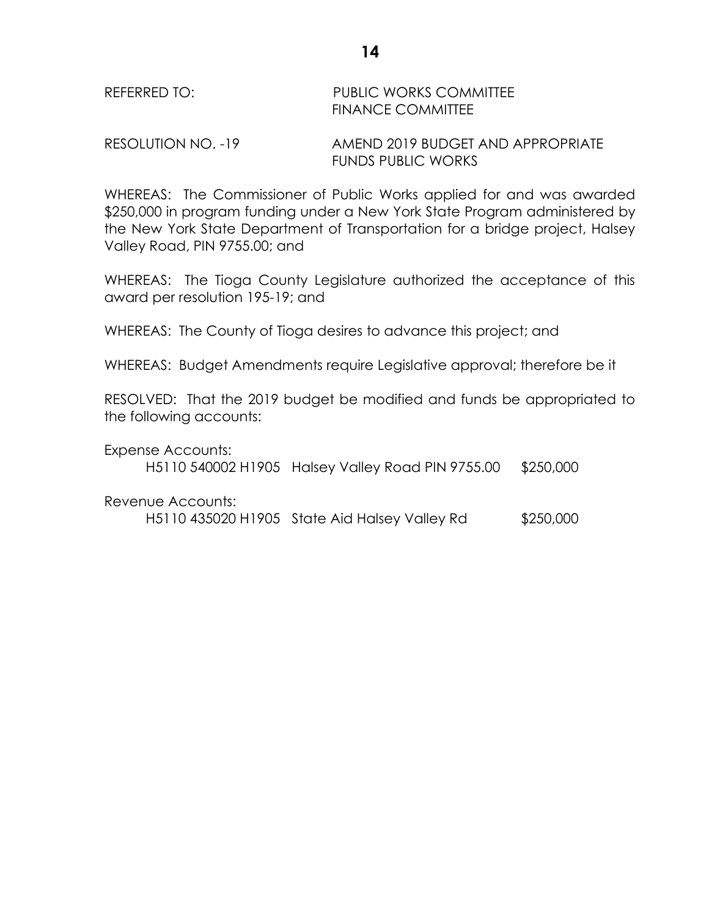REFERRED TO: PUBLIC WORKS COMMITTEE
FINANCE COMMITTEE

RESOLUTION NO. -19 AMEND 2019 BUDGET AND APPROPRIATE FUNDS PUBLIC WORKS

WHEREAS: The Commissioner of Public Works applied for and was awarded $250,000 in program funding under a New York State Program administered by the New York State Department of Transportation for a bridge project, Halsey Valley Road, PIN 9755.00; and

WHEREAS: The Tioga County Legislature authorized the acceptance of this award per resolution 195-19; and

WHEREAS: The County of Tioga desires to advance this project; and

WHEREAS: Budget Amendments require Legislative approval; therefore be it

RESOLVED: That the 2019 budget be modified and funds be appropriated to the following accounts:

Expense Accounts:

H5110 540002 H1905 Halsey Valley Road PIN 9755.00 $250,000

Revenue Accounts:

H5110 435020 H1905 State Aid Halsey Valley Rd $250,000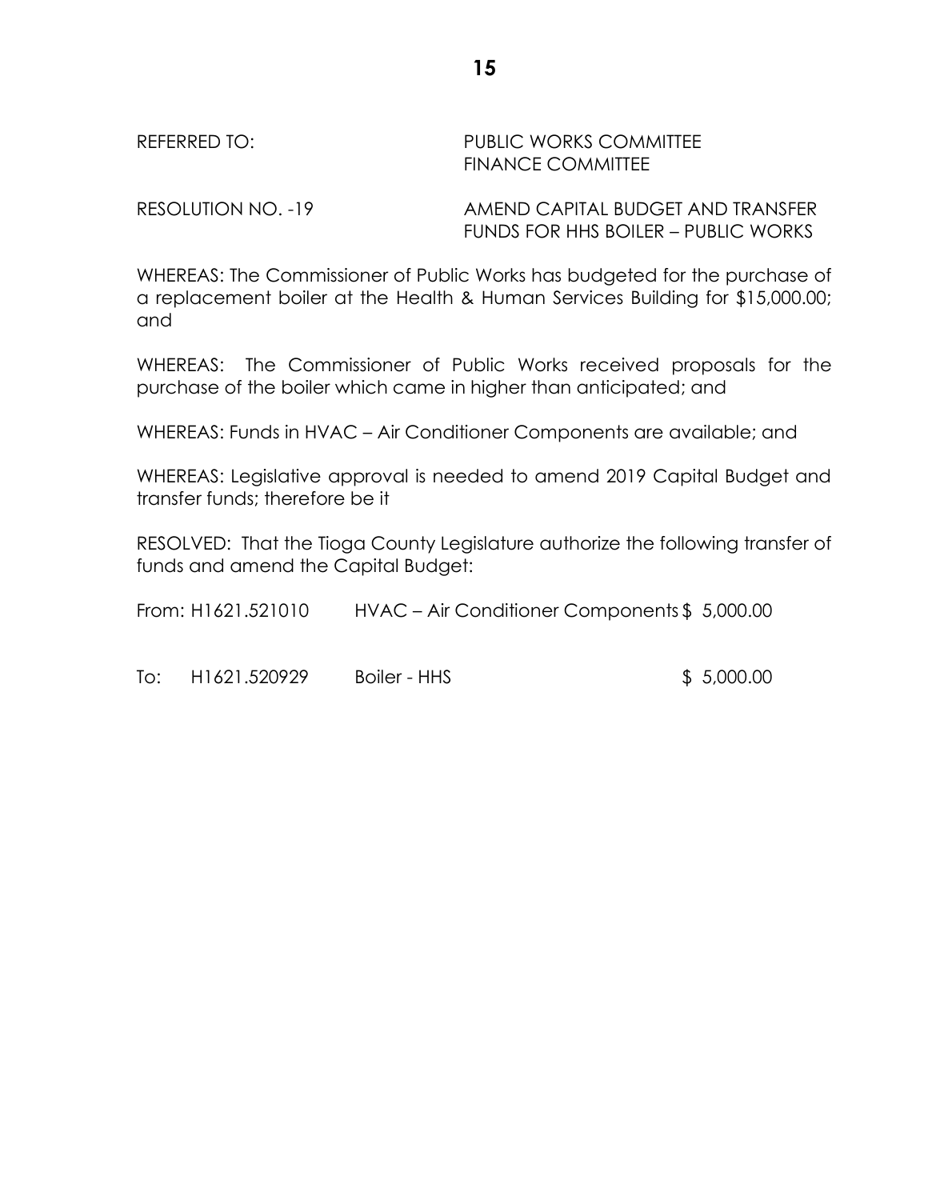REFERRED TO: PUBLIC WORKS COMMITTEE
FINANCE COMMITTEE

RESOLUTION NO. -19 AMEND CAPITAL BUDGET AND TRANSFER FUNDS FOR HHS BOILER – PUBLIC WORKS

WHEREAS: The Commissioner of Public Works has budgeted for the purchase of a replacement boiler at the Health & Human Services Building for $15,000.00; and

WHEREAS: The Commissioner of Public Works received proposals for the purchase of the boiler which came in higher than anticipated; and

WHEREAS: Funds in HVAC – Air Conditioner Components are available; and

WHEREAS: Legislative approval is needed to amend 2019 Capital Budget and transfer funds; therefore be it

RESOLVED: That the Tioga County Legislature authorize the following transfer of funds and amend the Capital Budget:

| | | | |
|---|---|---|---|
| From: | H1621.521010 | HVAC – Air Conditioner Components | $ 5,000.00 |
| To: | H1621.520929 | Boiler - HHS | $ 5,000.00 |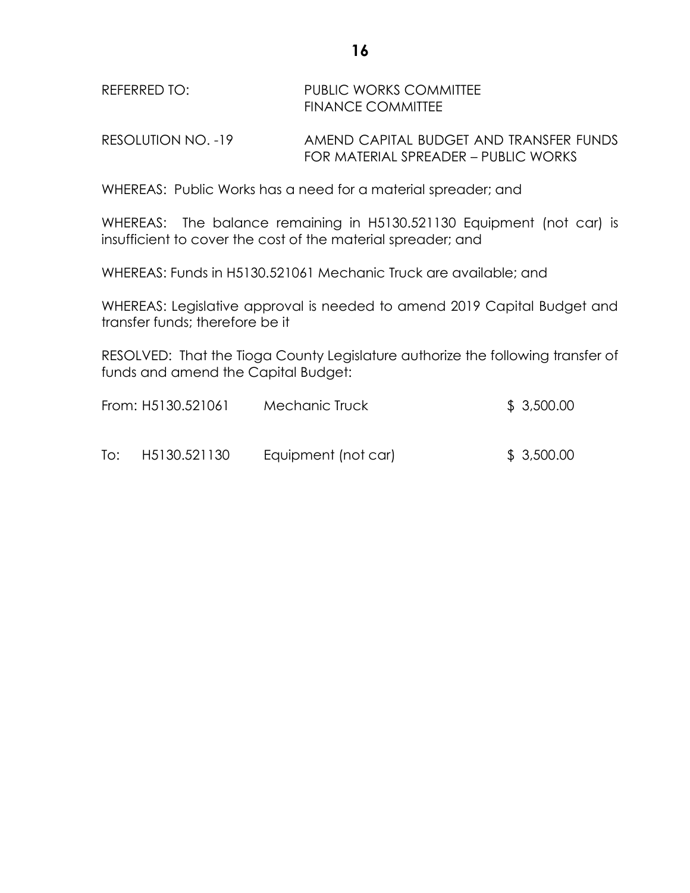REFERRED TO: PUBLIC WORKS COMMITTEE
FINANCE COMMITTEE

RESOLUTION NO. -19 AMEND CAPITAL BUDGET AND TRANSFER FUNDS FOR MATERIAL SPREADER – PUBLIC WORKS

WHEREAS: Public Works has a need for a material spreader; and

WHEREAS: The balance remaining in H5130.521130 Equipment (not car) is insufficient to cover the cost of the material spreader; and

WHEREAS: Funds in H5130.521061 Mechanic Truck are available; and

WHEREAS: Legislative approval is needed to amend 2019 Capital Budget and transfer funds; therefore be it

RESOLVED: That the Tioga County Legislature authorize the following transfer of funds and amend the Capital Budget:

| | | | |
|---|---|---|---|
| From: | H5130.521061 | Mechanic Truck | $ 3,500.00 |
| To: | H5130.521130 | Equipment (not car) | $ 3,500.00 |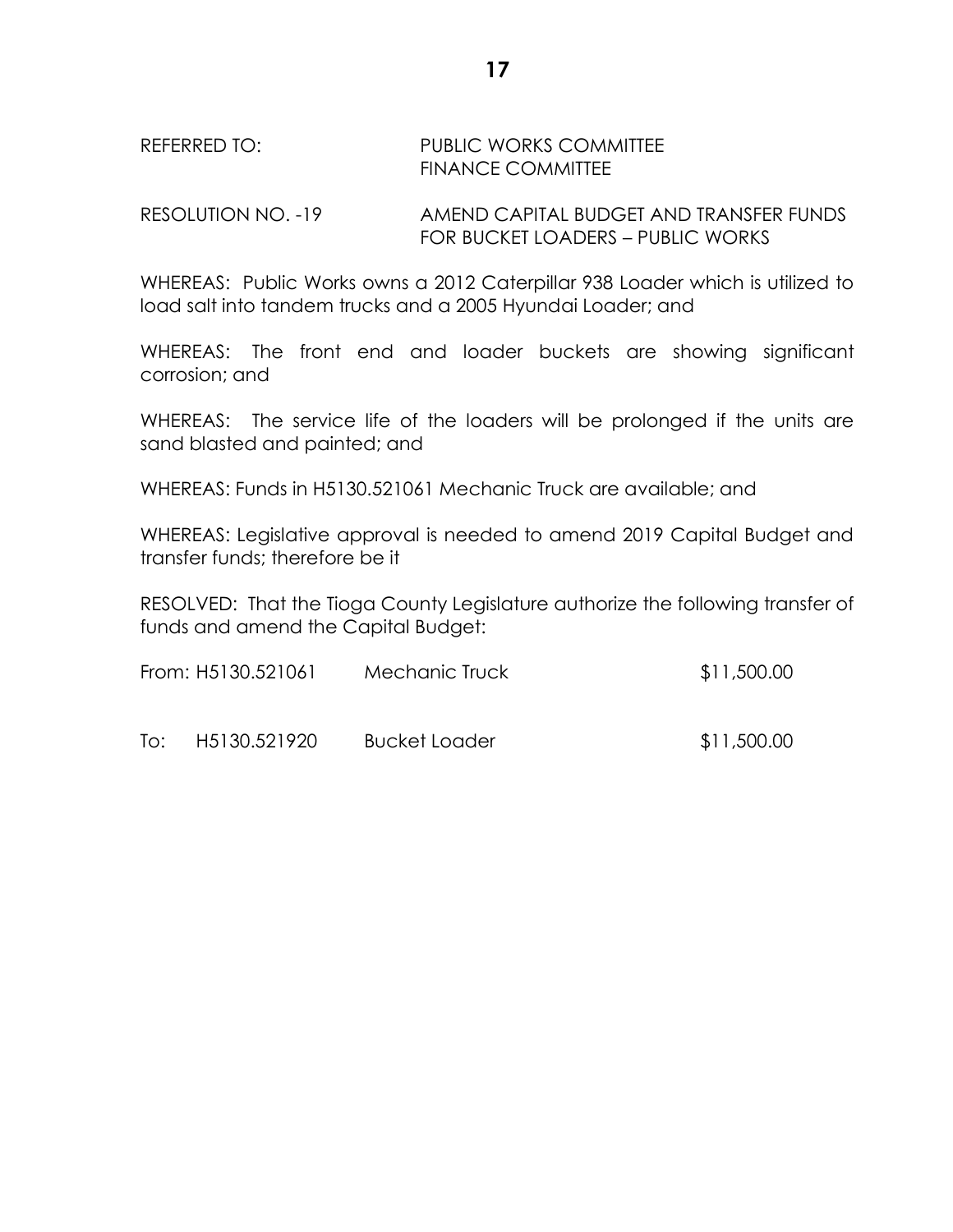REFERRED TO: PUBLIC WORKS COMMITTEE
FINANCE COMMITTEE

RESOLUTION NO. -19 AMEND CAPITAL BUDGET AND TRANSFER FUNDS FOR BUCKET LOADERS – PUBLIC WORKS

WHEREAS: Public Works owns a 2012 Caterpillar 938 Loader which is utilized to load salt into tandem trucks and a 2005 Hyundai Loader; and

WHEREAS: The front end and loader buckets are showing significant corrosion; and

WHEREAS: The service life of the loaders will be prolonged if the units are sand blasted and painted; and

WHEREAS: Funds in H5130.521061 Mechanic Truck are available; and

WHEREAS: Legislative approval is needed to amend 2019 Capital Budget and transfer funds; therefore be it

RESOLVED: That the Tioga County Legislature authorize the following transfer of funds and amend the Capital Budget:

| | | | |
|---|---|---|---|
| From: | H5130.521061 | Mechanic Truck | $11,500.00 |
| To: | H5130.521920 | Bucket Loader | $11,500.00 |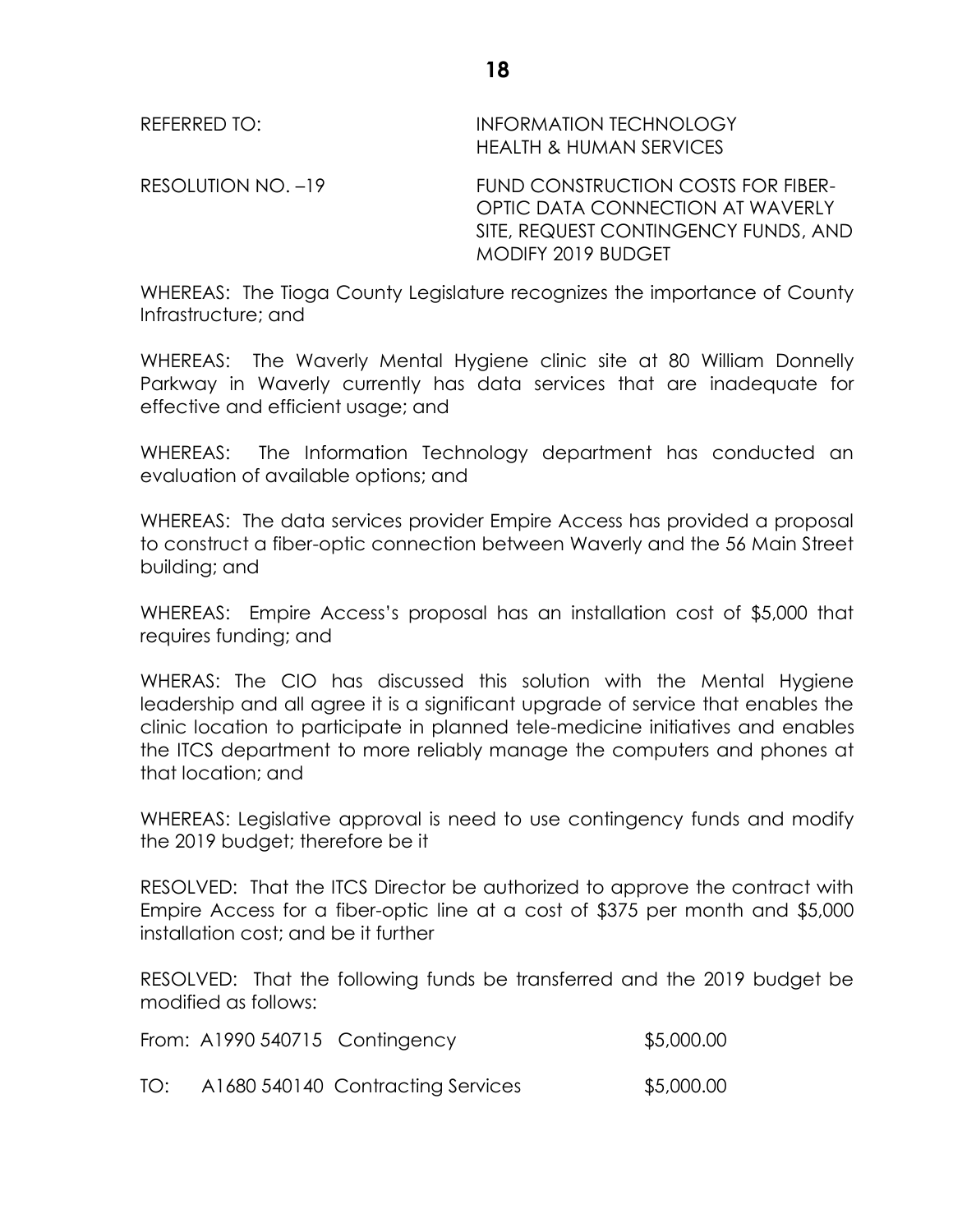REFERRED TO: INFORMATION TECHNOLOGY
HEALTH & HUMAN SERVICES

RESOLUTION NO. –19 FUND CONSTRUCTION COSTS FOR FIBER-OPTIC DATA CONNECTION AT WAVERLY SITE, REQUEST CONTINGENCY FUNDS, AND MODIFY 2019 BUDGET

WHEREAS: The Tioga County Legislature recognizes the importance of County Infrastructure; and

WHEREAS: The Waverly Mental Hygiene clinic site at 80 William Donnelly Parkway in Waverly currently has data services that are inadequate for effective and efficient usage; and

WHEREAS: The Information Technology department has conducted an evaluation of available options; and

WHEREAS: The data services provider Empire Access has provided a proposal to construct a fiber-optic connection between Waverly and the 56 Main Street building; and

WHEREAS: Empire Access's proposal has an installation cost of $5,000 that requires funding; and

WHERAS: The CIO has discussed this solution with the Mental Hygiene leadership and all agree it is a significant upgrade of service that enables the clinic location to participate in planned tele-medicine initiatives and enables the ITCS department to more reliably manage the computers and phones at that location; and

WHEREAS: Legislative approval is need to use contingency funds and modify the 2019 budget; therefore be it

RESOLVED: That the ITCS Director be authorized to approve the contract with Empire Access for a fiber-optic line at a cost of $375 per month and $5,000 installation cost; and be it further

RESOLVED: That the following funds be transferred and the 2019 budget be modified as follows:

| | | |
|---|---|---|
| From: | A1990 540715 Contingency | $5,000.00 |
| TO: | A1680 540140 Contracting Services | $5,000.00 |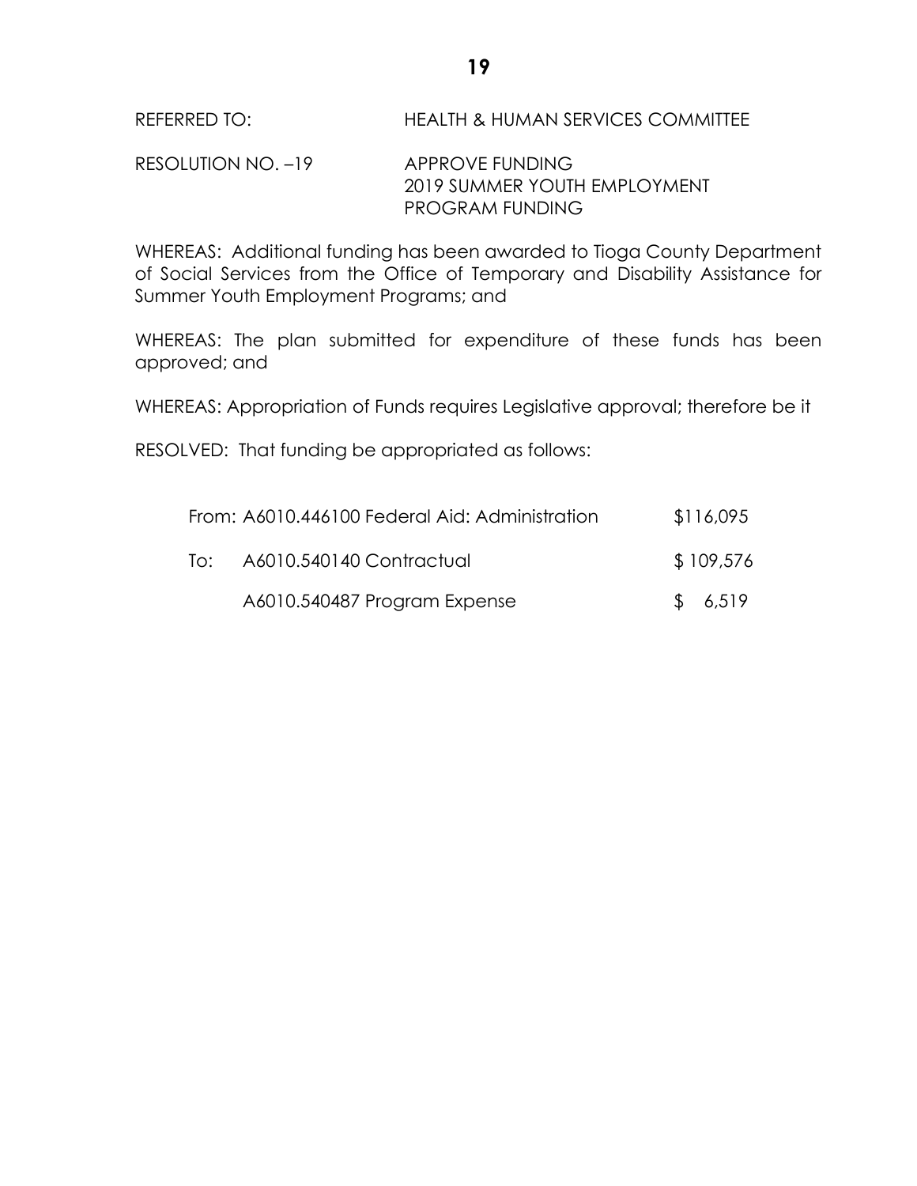REFERRED TO: HEALTH & HUMAN SERVICES COMMITTEE

RESOLUTION NO. –19 APPROVE FUNDING
2019 SUMMER YOUTH EMPLOYMENT
PROGRAM FUNDING

WHEREAS: Additional funding has been awarded to Tioga County Department of Social Services from the Office of Temporary and Disability Assistance for Summer Youth Employment Programs; and

WHEREAS: The plan submitted for expenditure of these funds has been approved; and

WHEREAS: Appropriation of Funds requires Legislative approval; therefore be it

RESOLVED: That funding be appropriated as follows:

| | | |
|---|---|---|
| From: | A6010.446100 Federal Aid: Administration | $116,095 |
| To: | A6010.540140 Contractual | $ 109,576 |
| | A6010.540487 Program Expense | $ 6,519 |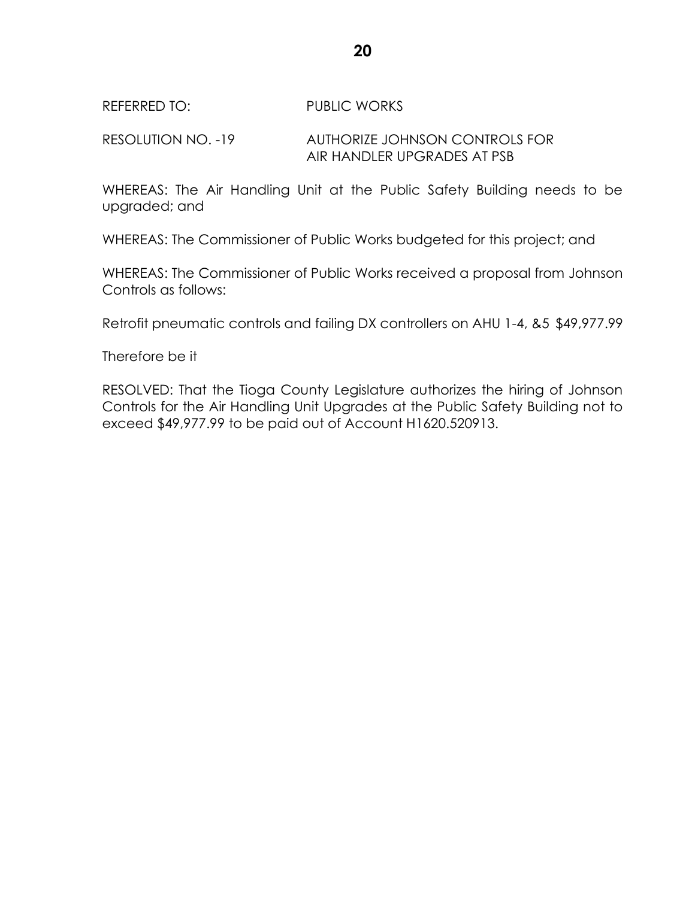REFERRED TO: PUBLIC WORKS

RESOLUTION NO. -19 AUTHORIZE JOHNSON CONTROLS FOR AIR HANDLER UPGRADES AT PSB

WHEREAS: The Air Handling Unit at the Public Safety Building needs to be upgraded; and

WHEREAS: The Commissioner of Public Works budgeted for this project; and

WHEREAS: The Commissioner of Public Works received a proposal from Johnson Controls as follows:

Retrofit pneumatic controls and failing DX controllers on AHU 1-4, &5 $49,977.99

Therefore be it

RESOLVED: That the Tioga County Legislature authorizes the hiring of Johnson Controls for the Air Handling Unit Upgrades at the Public Safety Building not to exceed $49,977.99 to be paid out of Account H1620.520913.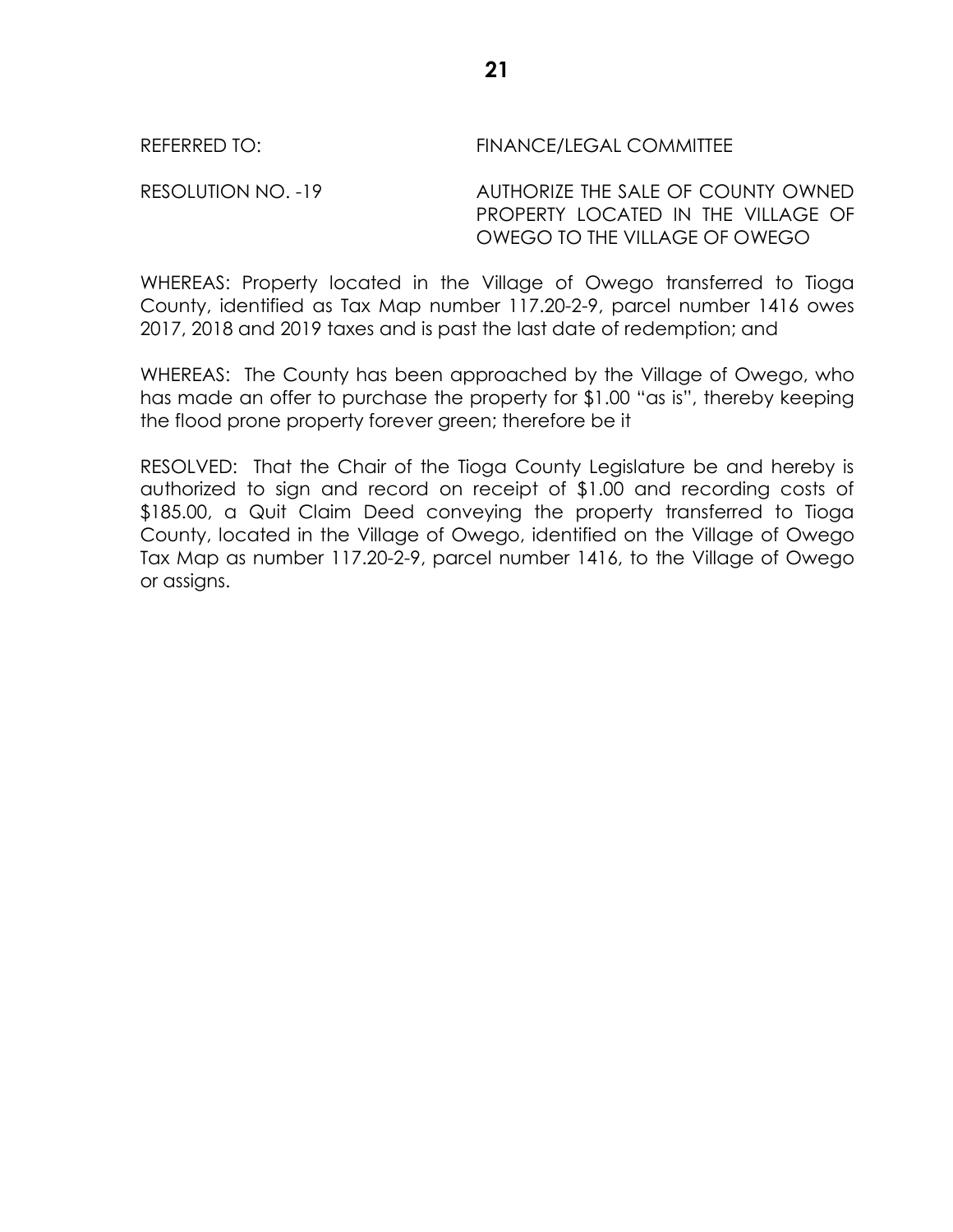REFERRED TO: FINANCE/LEGAL COMMITTEE

RESOLUTION NO. -19 AUTHORIZE THE SALE OF COUNTY OWNED PROPERTY LOCATED IN THE VILLAGE OF OWEGO TO THE VILLAGE OF OWEGO

WHEREAS: Property located in the Village of Owego transferred to Tioga County, identified as Tax Map number 117.20-2-9, parcel number 1416 owes 2017, 2018 and 2019 taxes and is past the last date of redemption; and

WHEREAS: The County has been approached by the Village of Owego, who has made an offer to purchase the property for $1.00 "as is", thereby keeping the flood prone property forever green; therefore be it

RESOLVED: That the Chair of the Tioga County Legislature be and hereby is authorized to sign and record on receipt of $1.00 and recording costs of $185.00, a Quit Claim Deed conveying the property transferred to Tioga County, located in the Village of Owego, identified on the Village of Owego Tax Map as number 117.20-2-9, parcel number 1416, to the Village of Owego or assigns.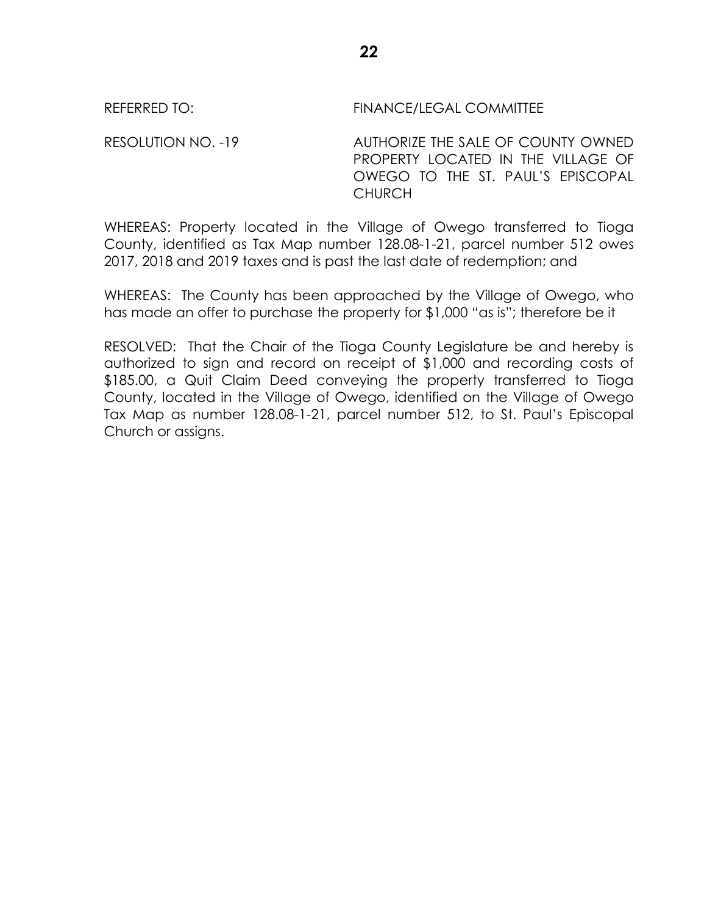REFERRED TO: FINANCE/LEGAL COMMITTEE

RESOLUTION NO. -19 AUTHORIZE THE SALE OF COUNTY OWNED PROPERTY LOCATED IN THE VILLAGE OF OWEGO TO THE ST. PAUL'S EPISCOPAL CHURCH

WHEREAS: Property located in the Village of Owego transferred to Tioga County, identified as Tax Map number 128.08-1-21, parcel number 512 owes 2017, 2018 and 2019 taxes and is past the last date of redemption; and

WHEREAS: The County has been approached by the Village of Owego, who has made an offer to purchase the property for $1,000 "as is"; therefore be it

RESOLVED: That the Chair of the Tioga County Legislature be and hereby is authorized to sign and record on receipt of $1,000 and recording costs of $185.00, a Quit Claim Deed conveying the property transferred to Tioga County, located in the Village of Owego, identified on the Village of Owego Tax Map as number 128.08-1-21, parcel number 512, to St. Paul's Episcopal Church or assigns.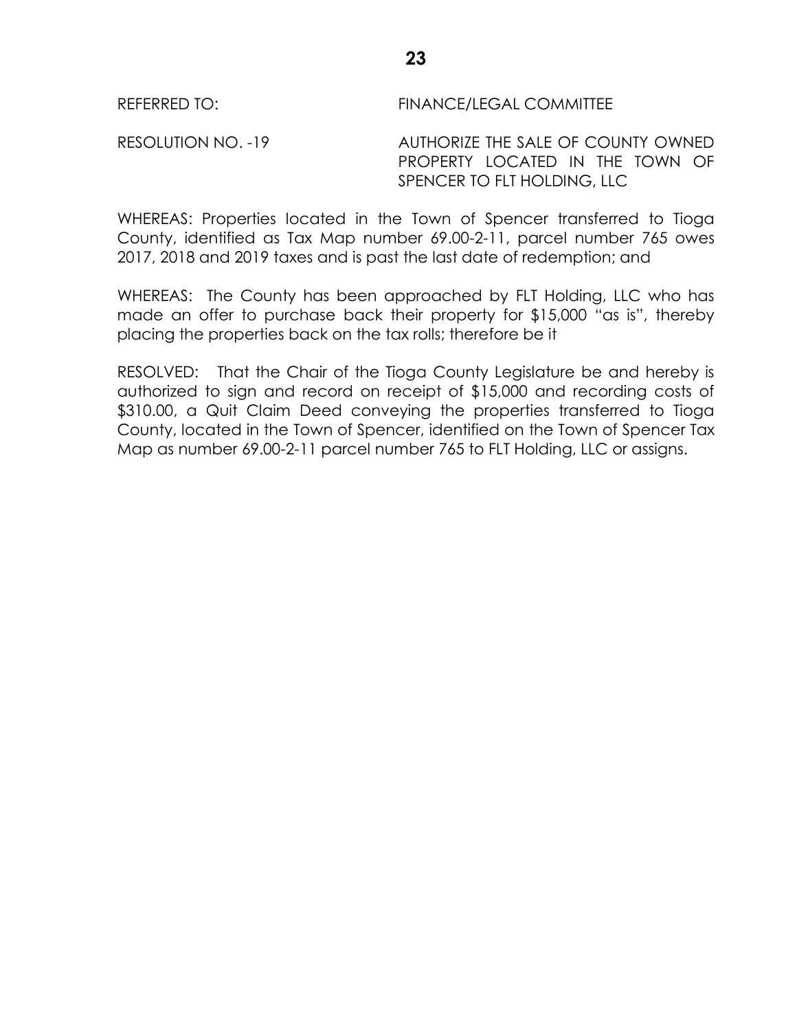REFERRED TO: FINANCE/LEGAL COMMITTEE

RESOLUTION NO. -19 AUTHORIZE THE SALE OF COUNTY OWNED PROPERTY LOCATED IN THE TOWN OF SPENCER TO FLT HOLDING, LLC

WHEREAS: Properties located in the Town of Spencer transferred to Tioga County, identified as Tax Map number 69.00-2-11, parcel number 765 owes 2017, 2018 and 2019 taxes and is past the last date of redemption; and

WHEREAS: The County has been approached by FLT Holding, LLC who has made an offer to purchase back their property for $15,000 "as is", thereby placing the properties back on the tax rolls; therefore be it

RESOLVED: That the Chair of the Tioga County Legislature be and hereby is authorized to sign and record on receipt of $15,000 and recording costs of $310.00, a Quit Claim Deed conveying the properties transferred to Tioga County, located in the Town of Spencer, identified on the Town of Spencer Tax Map as number 69.00-2-11 parcel number 765 to FLT Holding, LLC or assigns.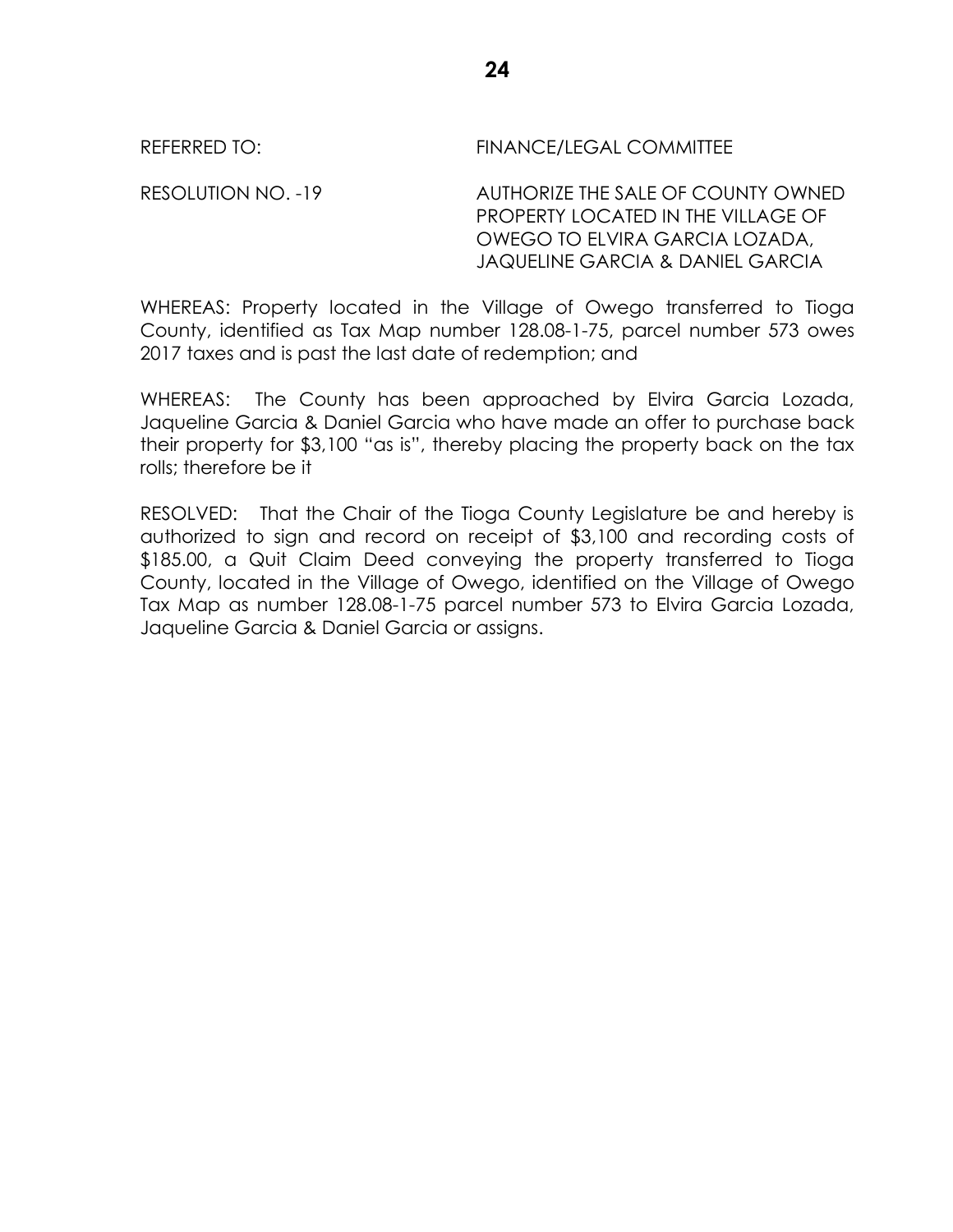REFERRED TO: FINANCE/LEGAL COMMITTEE

RESOLUTION NO. -19 AUTHORIZE THE SALE OF COUNTY OWNED PROPERTY LOCATED IN THE VILLAGE OF OWEGO TO ELVIRA GARCIA LOZADA, JAQUELINE GARCIA & DANIEL GARCIA

WHEREAS: Property located in the Village of Owego transferred to Tioga County, identified as Tax Map number 128.08-1-75, parcel number 573 owes 2017 taxes and is past the last date of redemption; and

WHEREAS: The County has been approached by Elvira Garcia Lozada, Jaqueline Garcia & Daniel Garcia who have made an offer to purchase back their property for $3,100 "as is", thereby placing the property back on the tax rolls; therefore be it

RESOLVED: That the Chair of the Tioga County Legislature be and hereby is authorized to sign and record on receipt of $3,100 and recording costs of $185.00, a Quit Claim Deed conveying the property transferred to Tioga County, located in the Village of Owego, identified on the Village of Owego Tax Map as number 128.08-1-75 parcel number 573 to Elvira Garcia Lozada, Jaqueline Garcia & Daniel Garcia or assigns.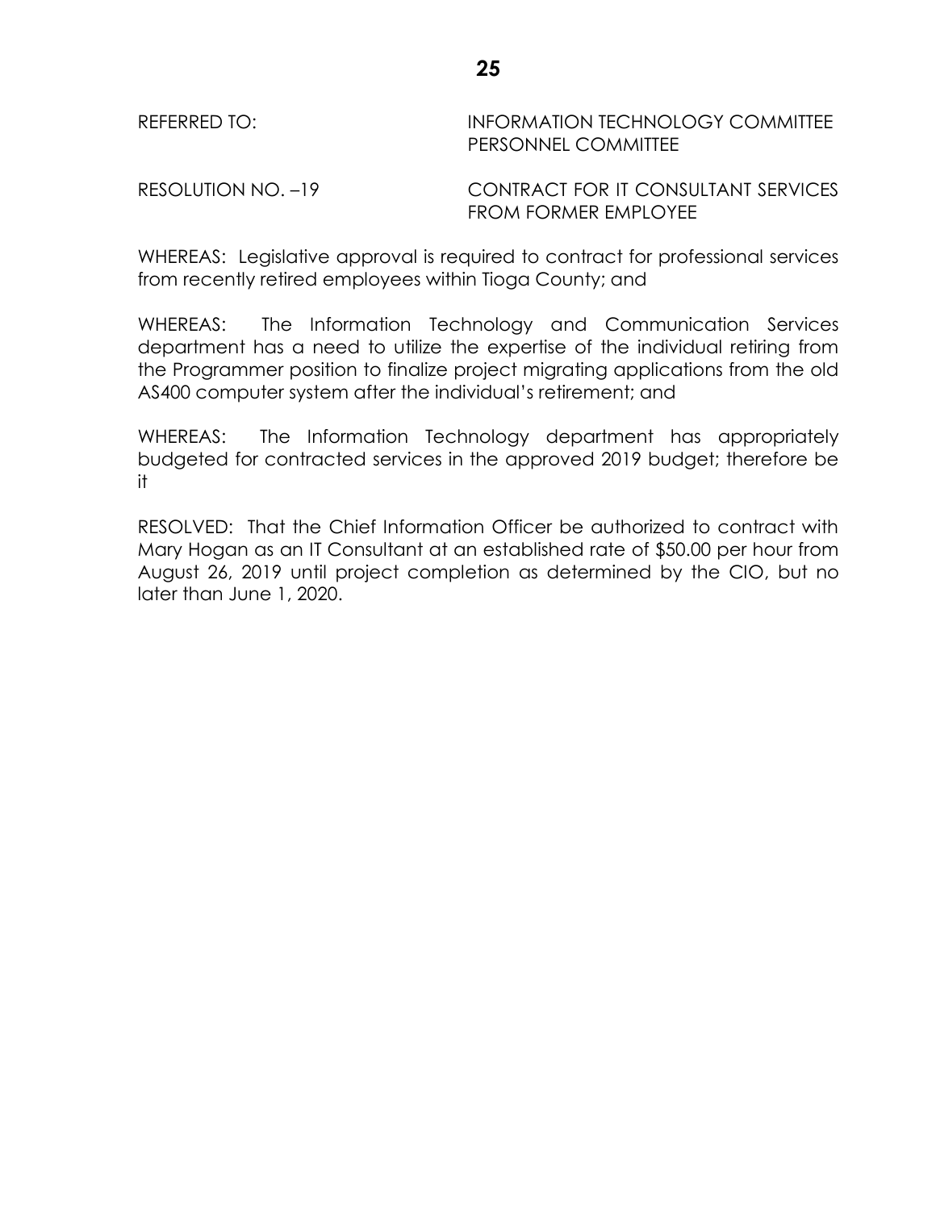REFERRED TO: INFORMATION TECHNOLOGY COMMITTEE
PERSONNEL COMMITTEE

RESOLUTION NO. –19 CONTRACT FOR IT CONSULTANT SERVICES FROM FORMER EMPLOYEE

WHEREAS: Legislative approval is required to contract for professional services from recently retired employees within Tioga County; and

WHEREAS: The Information Technology and Communication Services department has a need to utilize the expertise of the individual retiring from the Programmer position to finalize project migrating applications from the old AS400 computer system after the individual's retirement; and

WHEREAS: The Information Technology department has appropriately budgeted for contracted services in the approved 2019 budget; therefore be it

RESOLVED: That the Chief Information Officer be authorized to contract with Mary Hogan as an IT Consultant at an established rate of $50.00 per hour from August 26, 2019 until project completion as determined by the CIO, but no later than June 1, 2020.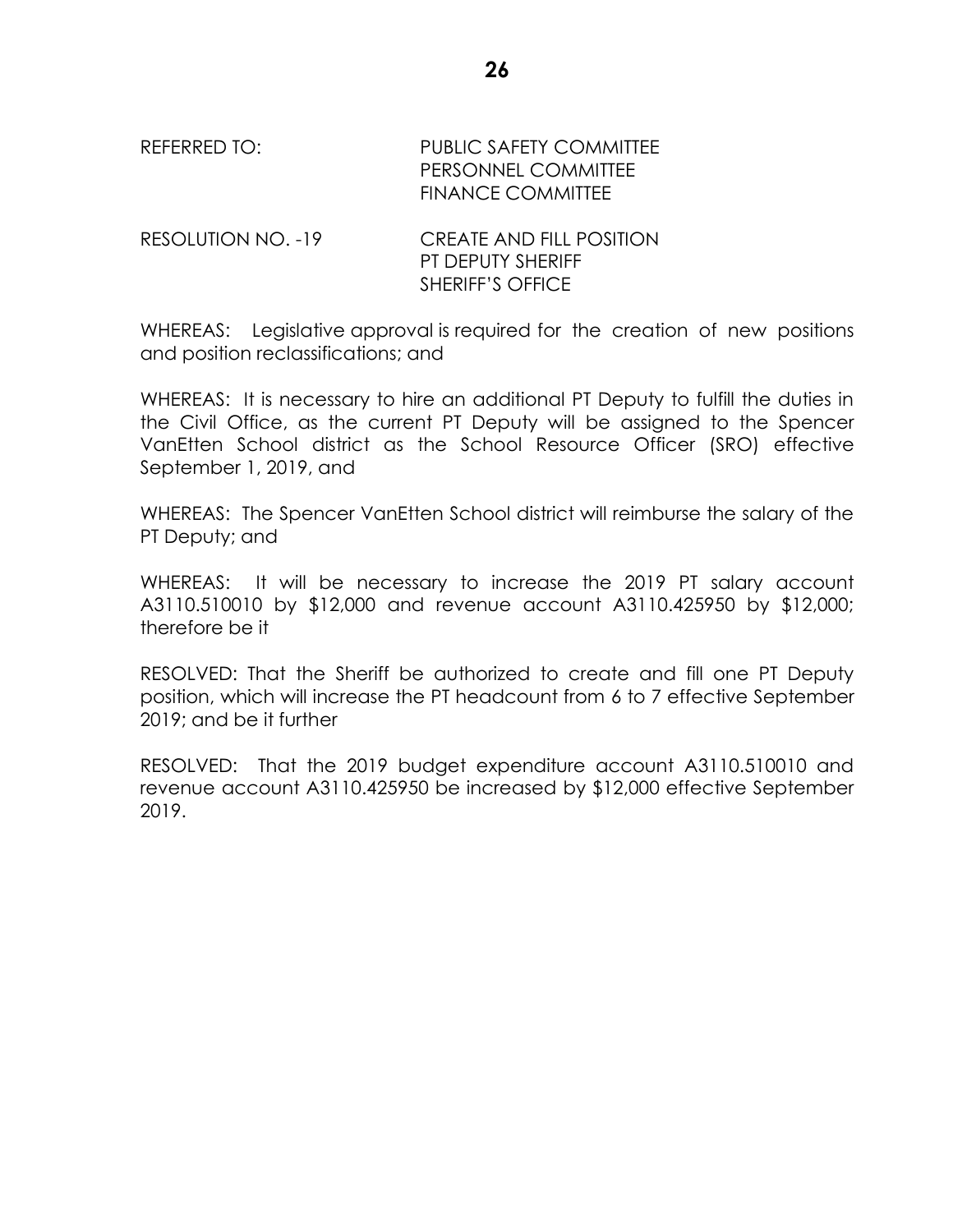REFERRED TO: PUBLIC SAFETY COMMITTEE
PERSONNEL COMMITTEE
FINANCE COMMITTEE

RESOLUTION NO. -19 CREATE AND FILL POSITION
PT DEPUTY SHERIFF
SHERIFF'S OFFICE

WHEREAS: Legislative approval is required for the creation of new positions and position reclassifications; and

WHEREAS: It is necessary to hire an additional PT Deputy to fulfill the duties in the Civil Office, as the current PT Deputy will be assigned to the Spencer VanEtten School district as the School Resource Officer (SRO) effective September 1, 2019, and

WHEREAS: The Spencer VanEtten School district will reimburse the salary of the PT Deputy; and

WHEREAS: It will be necessary to increase the 2019 PT salary account A3110.510010 by $12,000 and revenue account A3110.425950 by $12,000; therefore be it

RESOLVED: That the Sheriff be authorized to create and fill one PT Deputy position, which will increase the PT headcount from 6 to 7 effective September 2019; and be it further

RESOLVED: That the 2019 budget expenditure account A3110.510010 and revenue account A3110.425950 be increased by $12,000 effective September 2019.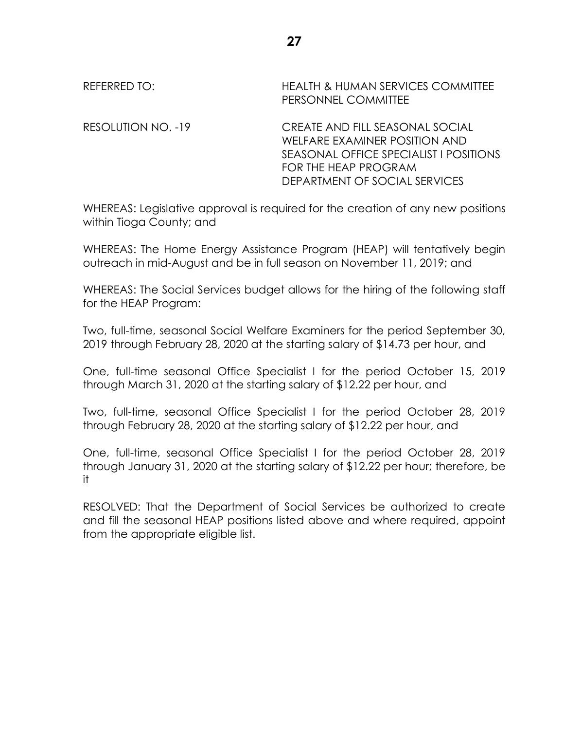REFERRED TO: HEALTH & HUMAN SERVICES COMMITTEE
PERSONNEL COMMITTEE

RESOLUTION NO. -19 CREATE AND FILL SEASONAL SOCIAL WELFARE EXAMINER POSITION AND SEASONAL OFFICE SPECIALIST I POSITIONS FOR THE HEAP PROGRAM
DEPARTMENT OF SOCIAL SERVICES

WHEREAS: Legislative approval is required for the creation of any new positions within Tioga County; and

WHEREAS: The Home Energy Assistance Program (HEAP) will tentatively begin outreach in mid-August and be in full season on November 11, 2019; and

WHEREAS: The Social Services budget allows for the hiring of the following staff for the HEAP Program:

Two, full-time, seasonal Social Welfare Examiners for the period September 30, 2019 through February 28, 2020 at the starting salary of $14.73 per hour, and

One, full-time seasonal Office Specialist I for the period October 15, 2019 through March 31, 2020 at the starting salary of $12.22 per hour, and

Two, full-time, seasonal Office Specialist I for the period October 28, 2019 through February 28, 2020 at the starting salary of $12.22 per hour, and

One, full-time, seasonal Office Specialist I for the period October 28, 2019 through January 31, 2020 at the starting salary of $12.22 per hour; therefore, be it

RESOLVED: That the Department of Social Services be authorized to create and fill the seasonal HEAP positions listed above and where required, appoint from the appropriate eligible list.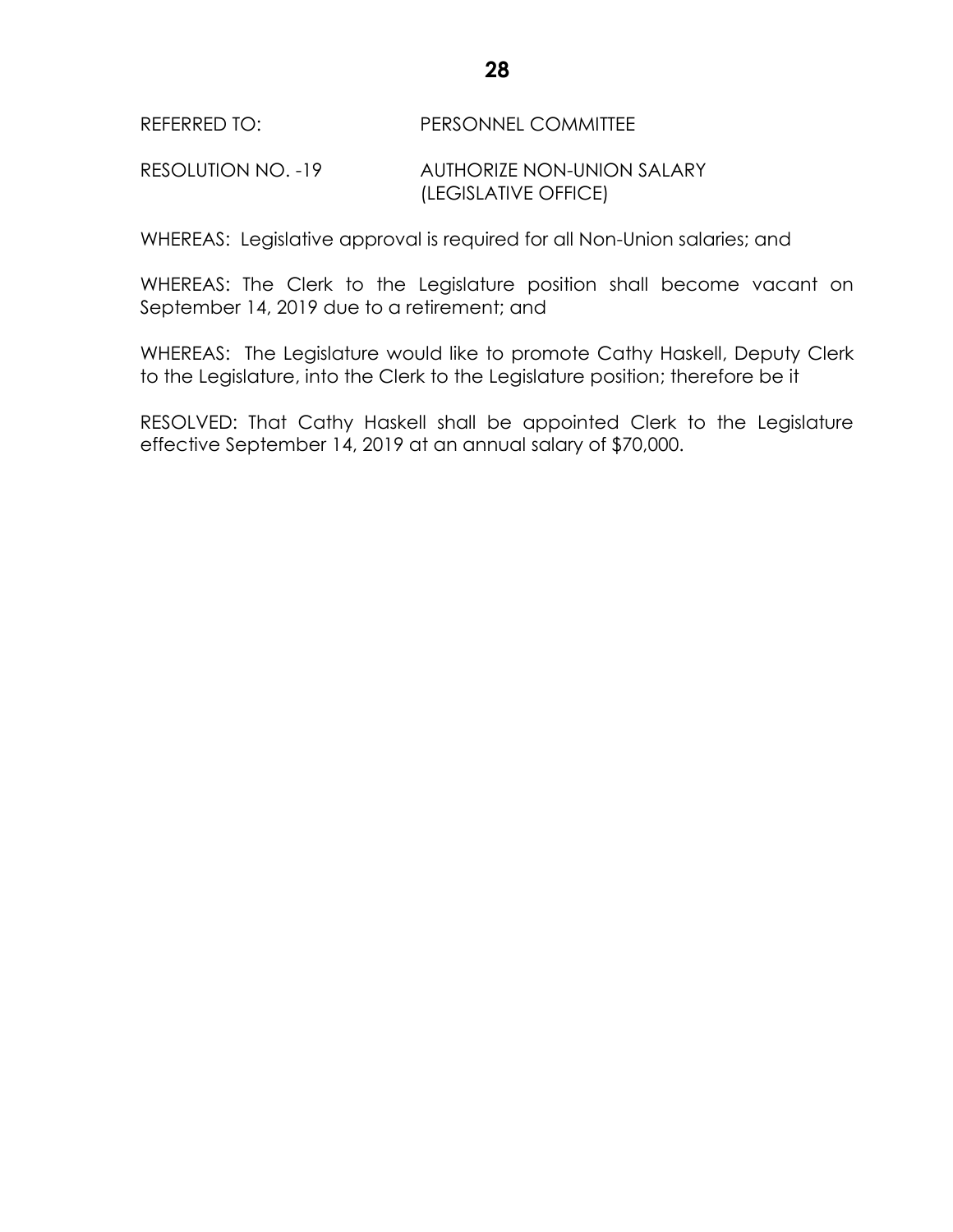REFERRED TO: PERSONNEL COMMITTEE

RESOLUTION NO. -19 AUTHORIZE NON-UNION SALARY (LEGISLATIVE OFFICE)

WHEREAS: Legislative approval is required for all Non-Union salaries; and

WHEREAS: The Clerk to the Legislature position shall become vacant on September 14, 2019 due to a retirement; and

WHEREAS: The Legislature would like to promote Cathy Haskell, Deputy Clerk to the Legislature, into the Clerk to the Legislature position; therefore be it

RESOLVED: That Cathy Haskell shall be appointed Clerk to the Legislature effective September 14, 2019 at an annual salary of $70,000.